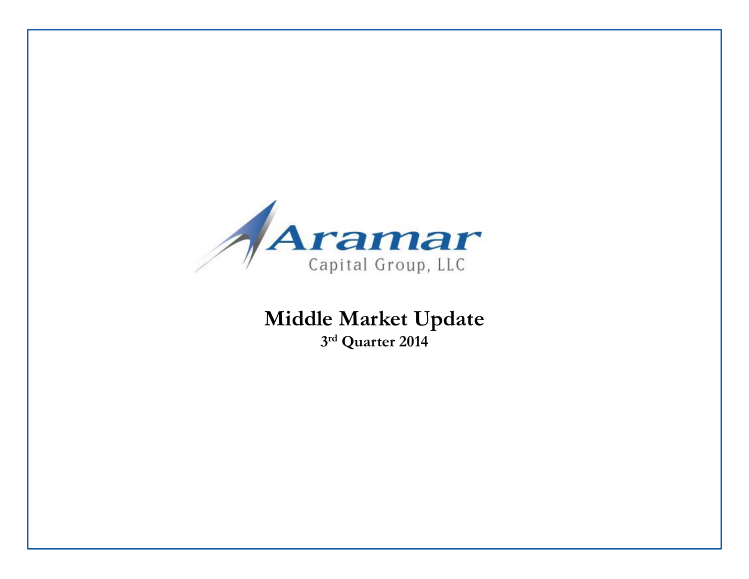Aramar

Capital Group, LLC

# Middle Market Update

## 3rd Quarter 2014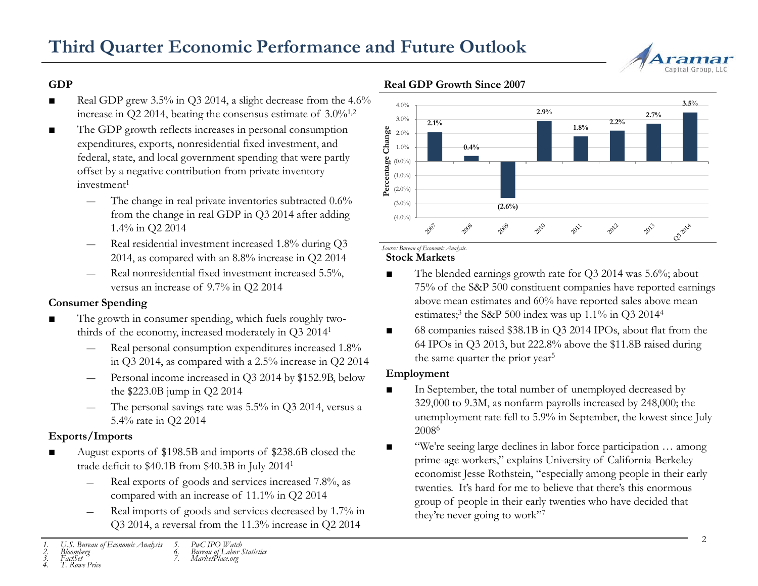# Third Quarter Economic Performance and Future Outlook

## GDP

- Real GDP grew 3.5% in Q3 2014, a slight decrease from the 4.6% increase in Q2 2014, beating the consensus estimate of 3.0%[1,2]
- The GDP growth reflects increases in personal consumption expenditures, exports, nonresidential fixed investment, and federal, state, and local government spending that were partly offset by a negative contribution from private inventory investment[1]
  - The change in real private inventories subtracted 0.6% from the change in real GDP in Q3 2014 after adding 1.4% in Q2 2014
  - Real residential investment increased 1.8% during Q3 2014, as compared with an 8.8% increase in Q2 2014
  - Real nonresidential fixed investment increased 5.5%, versus an increase of 9.7% in Q2 2014

## Consumer Spending

- The growth in consumer spending, which fuels roughly two-thirds of the economy, increased moderately in Q3 2014[1]
  - Real personal consumption expenditures increased 1.8% in Q3 2014, as compared with a 2.5% increase in Q2 2014
  - Personal income increased in Q3 2014 by $152.9B, below the $223.0B jump in Q2 2014
  - The personal savings rate was 5.5% in Q3 2014, versus a 5.4% rate in Q2 2014

## Exports/Imports

- August exports of $198.5B and imports of $238.6B closed the trade deficit to $40.1B from $40.3B in July 2014[1]
  - Real exports of goods and services increased 7.8%, as compared with an increase of 11.1% in Q2 2014
  - Real imports of goods and services decreased by 1.7% in Q3 2014, a reversal from the 11.3% increase in Q2 2014

## Real GDP Growth Since 2007

| Year | Percentage Change |
|---|---|
| 2007 | 2.1% |
| 2008 | 0.4% |
| 2009 | (2.6%) |
| 2010 | 2.9% |
| 2011 | 1.8% |
| 2012 | 2.2% |
| 2013 | 2.7% |
| Q3 2014 | 3.5% |

*Source: Bureau of Economic Analysis.*

## Stock Markets

- The blended earnings growth rate for Q3 2014 was 5.6%; about 75% of the S&P 500 constituent companies have reported earnings above mean estimates and 60% have reported sales above mean estimates;[3] the S&P 500 index was up 1.1% in Q3 2014[4]
- 68 companies raised $38.1B in Q3 2014 IPOs, about flat from the 64 IPOs in Q3 2013, but 222.8% above the $11.8B raised during the same quarter the prior year[5]

## Employment

- In September, the total number of unemployed decreased by 329,000 to 9.3M, as nonfarm payrolls increased by 248,000; the unemployment rate fell to 5.9% in September, the lowest since July 2008[6]
- "We're seeing large declines in labor force participation … among prime-age workers," explains University of California-Berkeley economist Jesse Rothstein, "especially among people in their early twenties. It's hard for me to believe that there's this enormous group of people in their early twenties who have decided that they're never going to work"[7]

1. *U.S. Bureau of Economic Analysis*
2. *Bloomberg*
3. *FactSet*
4. *T. Rowe Price*
5. *PwC IPO Watch*
6. *Bureau of Labor Statistics*
7. *MarketPlace.org*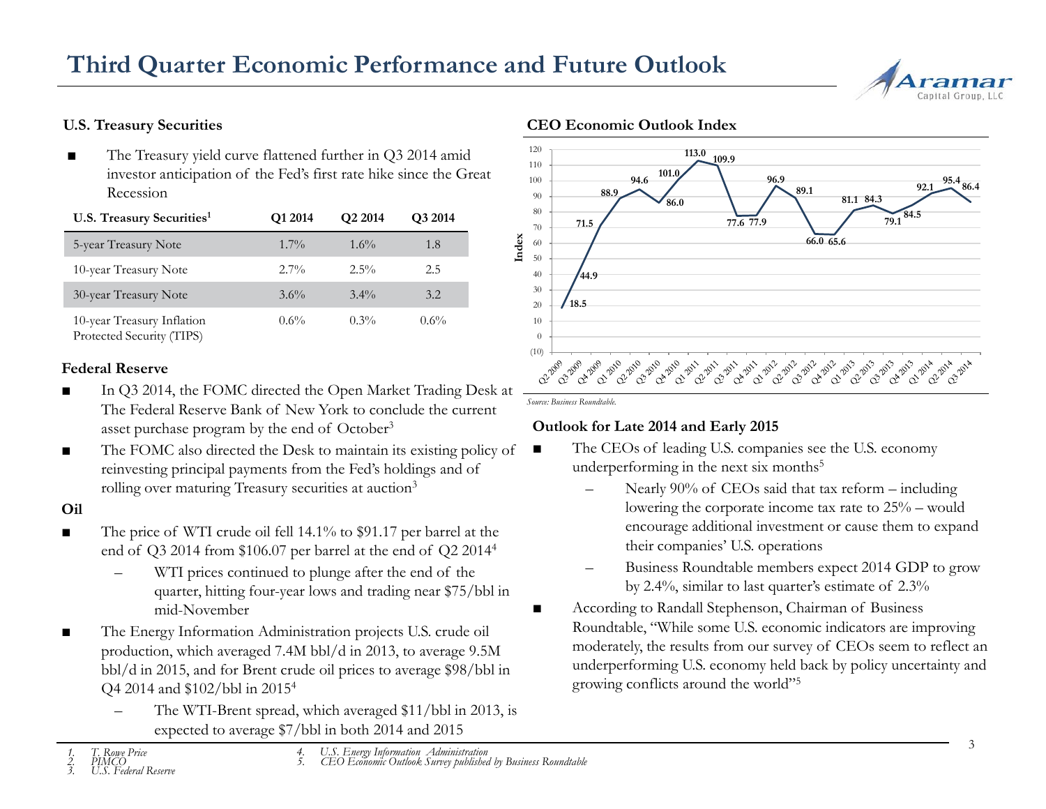# Third Quarter Economic Performance and Future Outlook

### U.S. Treasury Securities

- The Treasury yield curve flattened further in Q3 2014 amid investor anticipation of the Fed's first rate hike since the Great Recession

| U.S. Treasury Securities[1] | Q1 2014 | Q2 2014 | Q3 2014 |
|---|---|---|---|
| 5-year Treasury Note | 1.7% | 1.6% | 1.8 |
| 10-year Treasury Note | 2.7% | 2.5% | 2.5 |
| 30-year Treasury Note | 3.6% | 3.4% | 3.2 |
| 10-year Treasury Inflation Protected Security (TIPS) | 0.6% | 0.3% | 0.6% |

### Federal Reserve

- In Q3 2014, the FOMC directed the Open Market Trading Desk at The Federal Reserve Bank of New York to conclude the current asset purchase program by the end of October[3]
- The FOMC also directed the Desk to maintain its existing policy of reinvesting principal payments from the Fed's holdings and of rolling over maturing Treasury securities at auction[3]

### Oil

- The price of WTI crude oil fell 14.1% to $91.17 per barrel at the end of Q3 2014 from $106.07 per barrel at the end of Q2 2014[4]
  - WTI prices continued to plunge after the end of the quarter, hitting four-year lows and trading near $75/bbl in mid-November
- The Energy Information Administration projects U.S. crude oil production, which averaged 7.4M bbl/d in 2013, to average 9.5M bbl/d in 2015, and for Brent crude oil prices to average $98/bbl in Q4 2014 and $102/bbl in 2015[4]
  - The WTI-Brent spread, which averaged $11/bbl in 2013, is expected to average $7/bbl in both 2014 and 2015

### CEO Economic Outlook Index

| Quarter | Index |
|---|---|
| Q2 2009 | 18.5 |
| Q3 2009 | 44.9 |
| Q4 2009 | 71.5 |
| Q1 2010 | 88.9 |
| Q2 2010 | 94.6 |
| Q3 2010 | 86.0 |
| Q4 2010 | 101.0 |
| Q1 2011 | 113.0 |
| Q2 2011 | 109.9 |
| Q3 2011 | 77.6 |
| Q4 2011 | 77.9 |
| Q1 2012 | 96.9 |
| Q2 2012 | 89.1 |
| Q3 2012 | 66.0 |
| Q4 2012 | 65.6 |
| Q1 2013 | 81.1 |
| Q2 2013 | 84.3 |
| Q3 2013 | 79.1 |
| Q4 2013 | 84.5 |
| Q1 2014 | 92.1 |
| Q2 2014 | 95.4 |
| Q3 2014 | 86.4 |

*Source: Business Roundtable.*

### Outlook for Late 2014 and Early 2015

- The CEOs of leading U.S. companies see the U.S. economy underperforming in the next six months[5]
  - Nearly 90% of CEOs said that tax reform – including lowering the corporate income tax rate to 25% – would encourage additional investment or cause them to expand their companies' U.S. operations
  - Business Roundtable members expect 2014 GDP to grow by 2.4%, similar to last quarter's estimate of 2.3%
- According to Randall Stephenson, Chairman of Business Roundtable, "While some U.S. economic indicators are improving moderately, the results from our survey of CEOs seem to reflect an underperforming U.S. economy held back by policy uncertainty and growing conflicts around the world"[5]

1. *T. Rowe Price*
2. *PIMCO*
3. *U.S. Federal Reserve*
4. *U.S. Energy Information Administration*
5. *CEO Economic Outlook Survey published by Business Roundtable*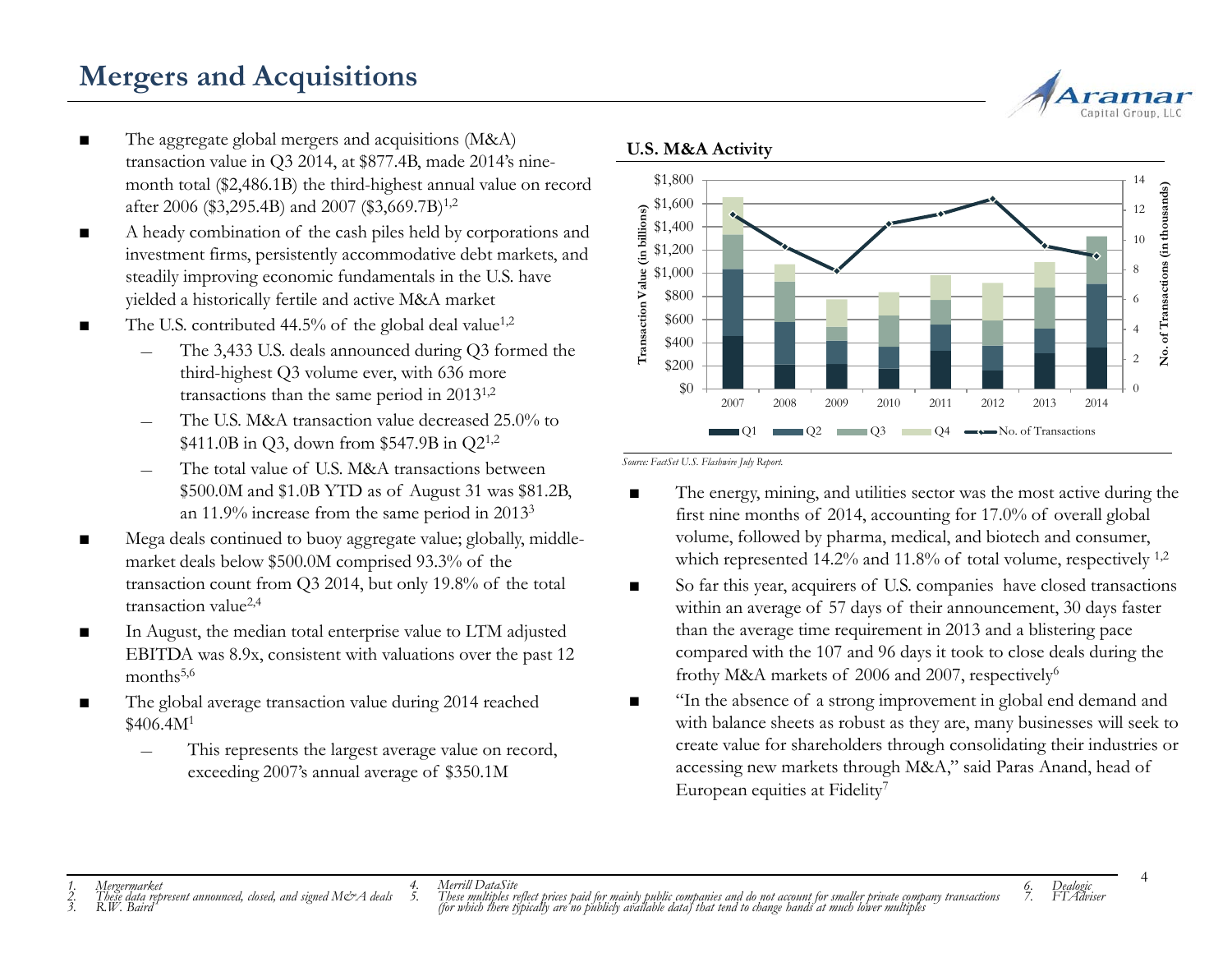# Mergers and Acquisitions

- The aggregate global mergers and acquisitions (M&A) transaction value in Q3 2014, at $877.4B, made 2014's nine-month total ($2,486.1B) the third-highest annual value on record after 2006 ($3,295.4B) and 2007 ($3,669.7B)[1,2]
- A heady combination of the cash piles held by corporations and investment firms, persistently accommodative debt markets, and steadily improving economic fundamentals in the U.S. have yielded a historically fertile and active M&A market
- The U.S. contributed 44.5% of the global deal value[1,2]
  - The 3,433 U.S. deals announced during Q3 formed the third-highest Q3 volume ever, with 636 more transactions than the same period in 2013[1,2]
  - The U.S. M&A transaction value decreased 25.0% to $411.0B in Q3, down from $547.9B in Q2[1,2]
  - The total value of U.S. M&A transactions between $500.0M and $1.0B YTD as of August 31 was $81.2B, an 11.9% increase from the same period in 2013[3]
- Mega deals continued to buoy aggregate value; globally, middle-market deals below $500.0M comprised 93.3% of the transaction count from Q3 2014, but only 19.8% of the total transaction value[2,4]
- In August, the median total enterprise value to LTM adjusted EBITDA was 8.9x, consistent with valuations over the past 12 months[5,6]
- The global average transaction value during 2014 reached $406.4M[1]
  - This represents the largest average value on record, exceeding 2007's annual average of $350.1M

**U.S. M&A Activity**

*Source: FactSet U.S. Flashwire July Report.*

- The energy, mining, and utilities sector was the most active during the first nine months of 2014, accounting for 17.0% of overall global volume, followed by pharma, medical, and biotech and consumer, which represented 14.2% and 11.8% of total volume, respectively [1,2]
- So far this year, acquirers of U.S. companies have closed transactions within an average of 57 days of their announcement, 30 days faster than the average time requirement in 2013 and a blistering pace compared with the 107 and 96 days it took to close deals during the frothy M&A markets of 2006 and 2007, respectively[6]
- "In the absence of a strong improvement in global end demand and with balance sheets as robust as they are, many businesses will seek to create value for shareholders through consolidating their industries or accessing new markets through M&A," said Paras Anand, head of European equities at Fidelity[7]

1. *Mergermarket*
2. *These data represent announced, closed, and signed M&A deals*
3. *R.W. Baird*
4. *Merrill DataSite*
5. *These multiples reflect prices paid for mainly public companies and do not account for smaller private company transactions (for which there typically are no publicly available data) that tend to change hands at much lower multiples*
6. *Dealogic*
7. *FTAdviser*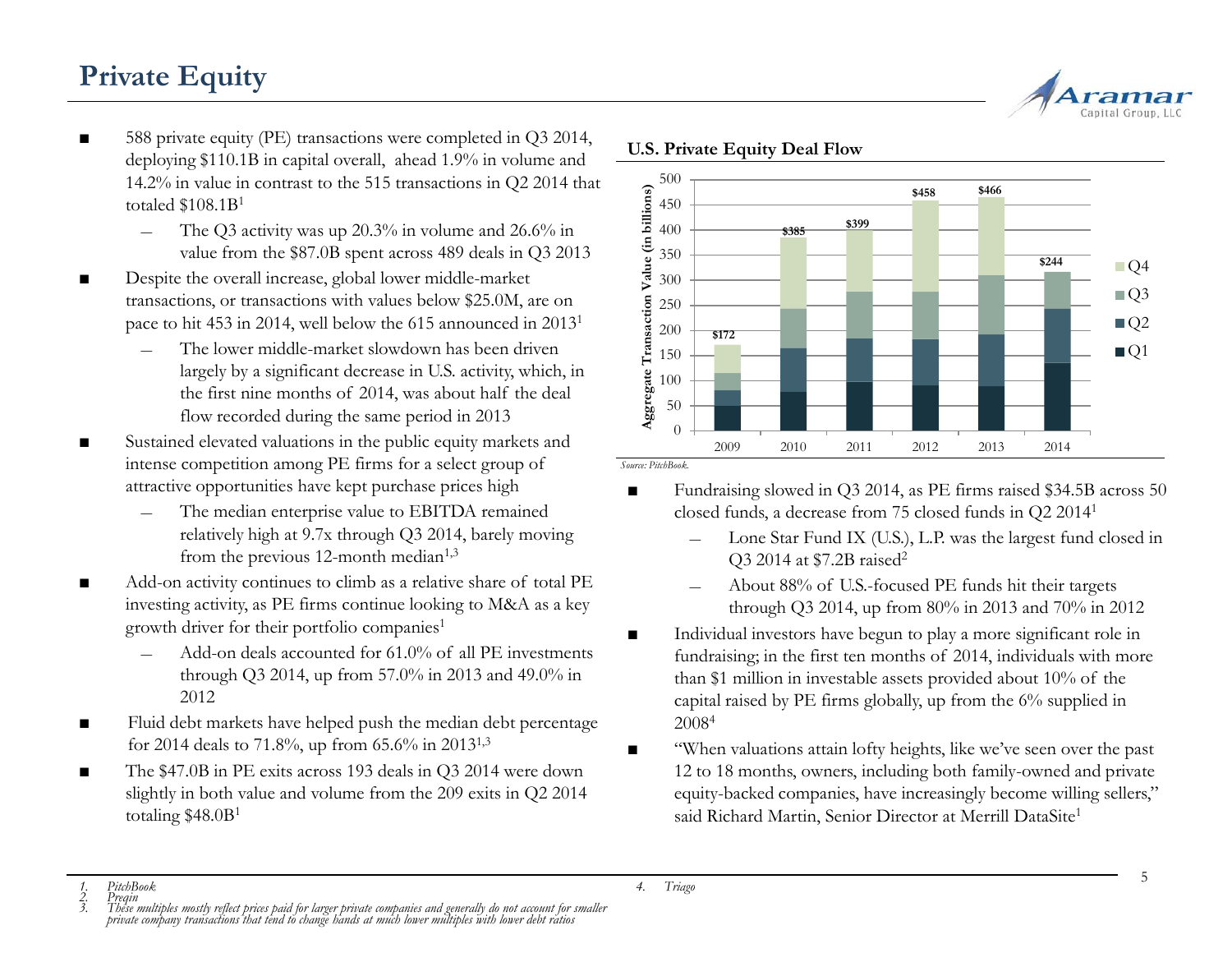# Private Equity

- 588 private equity (PE) transactions were completed in Q3 2014, deploying $110.1B in capital overall, ahead 1.9% in volume and 14.2% in value in contrast to the 515 transactions in Q2 2014 that totaled $108.1B[1]
  - The Q3 activity was up 20.3% in volume and 26.6% in value from the $87.0B spent across 489 deals in Q3 2013
- Despite the overall increase, global lower middle-market transactions, or transactions with values below $25.0M, are on pace to hit 453 in 2014, well below the 615 announced in 2013[1]
  - The lower middle-market slowdown has been driven largely by a significant decrease in U.S. activity, which, in the first nine months of 2014, was about half the deal flow recorded during the same period in 2013
- Sustained elevated valuations in the public equity markets and intense competition among PE firms for a select group of attractive opportunities have kept purchase prices high
  - The median enterprise value to EBITDA remained relatively high at 9.7x through Q3 2014, barely moving from the previous 12-month median[1,3]
- Add-on activity continues to climb as a relative share of total PE investing activity, as PE firms continue looking to M&A as a key growth driver for their portfolio companies[1]
  - Add-on deals accounted for 61.0% of all PE investments through Q3 2014, up from 57.0% in 2013 and 49.0% in 2012
- Fluid debt markets have helped push the median debt percentage for 2014 deals to 71.8%, up from 65.6% in 2013[1,3]
- The $47.0B in PE exits across 193 deals in Q3 2014 were down slightly in both value and volume from the 209 exits in Q2 2014 totaling $48.0B[1]

**U.S. Private Equity Deal Flow**

Aggregate Transaction Value (in billions), stacked by quarter (Q1–Q4)

| Year | Total |
|---|---|
| 2009 | $172 |
| 2010 | $385 |
| 2011 | $399 |
| 2012 | $458 |
| 2013 | $466 |
| 2014 | $244 |

*Source: PitchBook.*

- Fundraising slowed in Q3 2014, as PE firms raised $34.5B across 50 closed funds, a decrease from 75 closed funds in Q2 2014[1]
  - Lone Star Fund IX (U.S.), L.P. was the largest fund closed in Q3 2014 at $7.2B raised[2]
  - About 88% of U.S.-focused PE funds hit their targets through Q3 2014, up from 80% in 2013 and 70% in 2012
- Individual investors have begun to play a more significant role in fundraising; in the first ten months of 2014, individuals with more than $1 million in investable assets provided about 10% of the capital raised by PE firms globally, up from the 6% supplied in 2008[4]
- "When valuations attain lofty heights, like we've seen over the past 12 to 18 months, owners, including both family-owned and private equity-backed companies, have increasingly become willing sellers," said Richard Martin, Senior Director at Merrill DataSite[1]

1. *PitchBook*
2. *Preqin*
3. *These multiples mostly reflect prices paid for larger private companies and generally do not account for smaller private company transactions that tend to change hands at much lower multiples with lower debt ratios*
4. *Triago*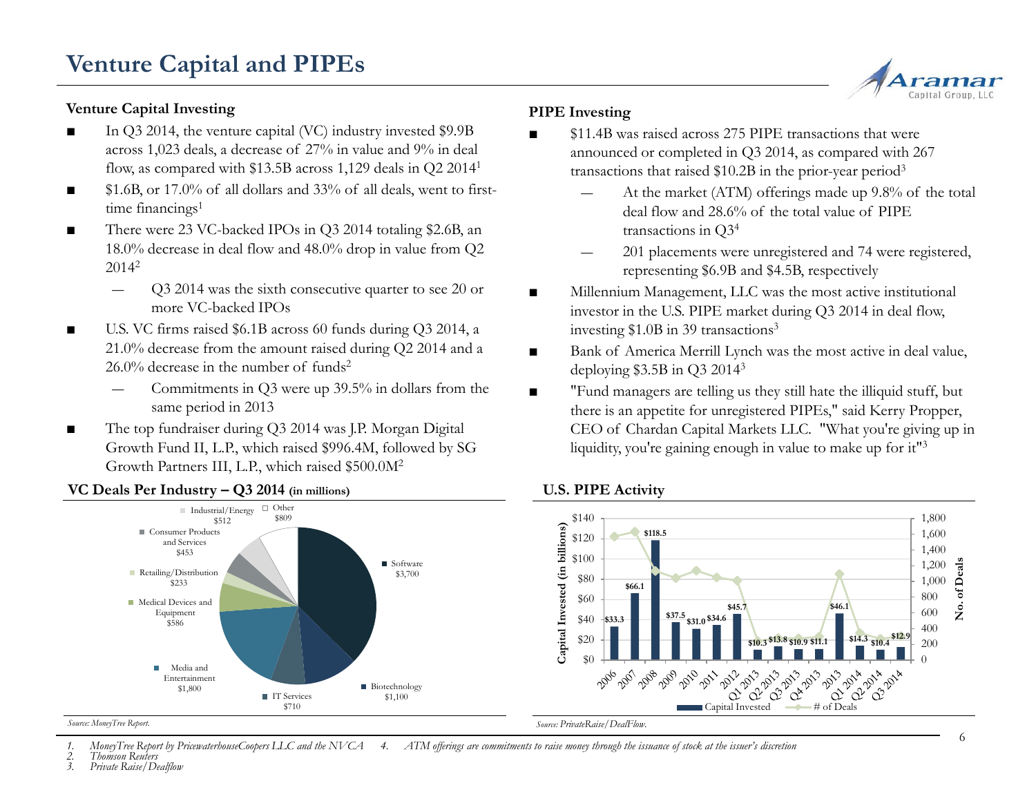# Venture Capital and PIPEs

## Venture Capital Investing

- In Q3 2014, the venture capital (VC) industry invested $9.9B across 1,023 deals, a decrease of 27% in value and 9% in deal flow, as compared with $13.5B across 1,129 deals in Q2 2014[1]
- $1.6B, or 17.0% of all dollars and 33% of all deals, went to first-time financings[1]
- There were 23 VC-backed IPOs in Q3 2014 totaling $2.6B, an 18.0% decrease in deal flow and 48.0% drop in value from Q2 2014[2]
  - Q3 2014 was the sixth consecutive quarter to see 20 or more VC-backed IPOs
- U.S. VC firms raised $6.1B across 60 funds during Q3 2014, a 21.0% decrease from the amount raised during Q2 2014 and a 26.0% decrease in the number of funds[2]
  - Commitments in Q3 were up 39.5% in dollars from the same period in 2013
- The top fundraiser during Q3 2014 was J.P. Morgan Digital Growth Fund II, L.P., which raised $996.4M, followed by SG Growth Partners III, L.P., which raised $500.0M[2]

### VC Deals Per Industry – Q3 2014 (in millions)

| Industry | Amount |
|---|---|
| Software | $3,700 |
| Biotechnology | $1,100 |
| IT Services | $710 |
| Media and Entertainment | $1,800 |
| Medical Devices and Equipment | $586 |
| Retailing/Distribution | $233 |
| Consumer Products and Services | $453 |
| Industrial/Energy | $512 |
| Other | $809 |

*Source: MoneyTree Report.*

## PIPE Investing

- $11.4B was raised across 275 PIPE transactions that were announced or completed in Q3 2014, as compared with 267 transactions that raised $10.2B in the prior-year period[3]
  - At the market (ATM) offerings made up 9.8% of the total deal flow and 28.6% of the total value of PIPE transactions in Q3[4]
  - 201 placements were unregistered and 74 were registered, representing $6.9B and $4.5B, respectively
- Millennium Management, LLC was the most active institutional investor in the U.S. PIPE market during Q3 2014 in deal flow, investing $1.0B in 39 transactions[3]
- Bank of America Merrill Lynch was the most active in deal value, deploying $3.5B in Q3 2014[3]
- "Fund managers are telling us they still hate the illiquid stuff, but there is an appetite for unregistered PIPEs," said Kerry Propper, CEO of Chardan Capital Markets LLC. "What you're giving up in liquidity, you're gaining enough in value to make up for it"[3]

### U.S. PIPE Activity

| Period | Capital Invested (in billions) |
|---|---|
| 2006 | $33.3 |
| 2007 | $66.1 |
| 2008 | $118.5 |
| 2009 | $37.5 |
| 2010 | $31.0 |
| 2011 | $34.6 |
| 2012 | $45.7 |
| Q1 2013 | $10.3 |
| Q2 2013 | $13.8 |
| Q3 2013 | $10.9 |
| Q4 2013 | $11.1 |
| 2013 | $46.1 |
| Q1 2014 | $14.3 |
| Q2 2014 | $10.4 |
| Q3 2014 | $12.9 |

*Source: PrivateRaise/DealFlow.*

1. MoneyTree Report by PricewaterhouseCoopers LLC and the NVCA
2. Thomson Reuters
3. Private Raise/Dealflow
4. ATM offerings are commitments to raise money through the issuance of stock at the issuer's discretion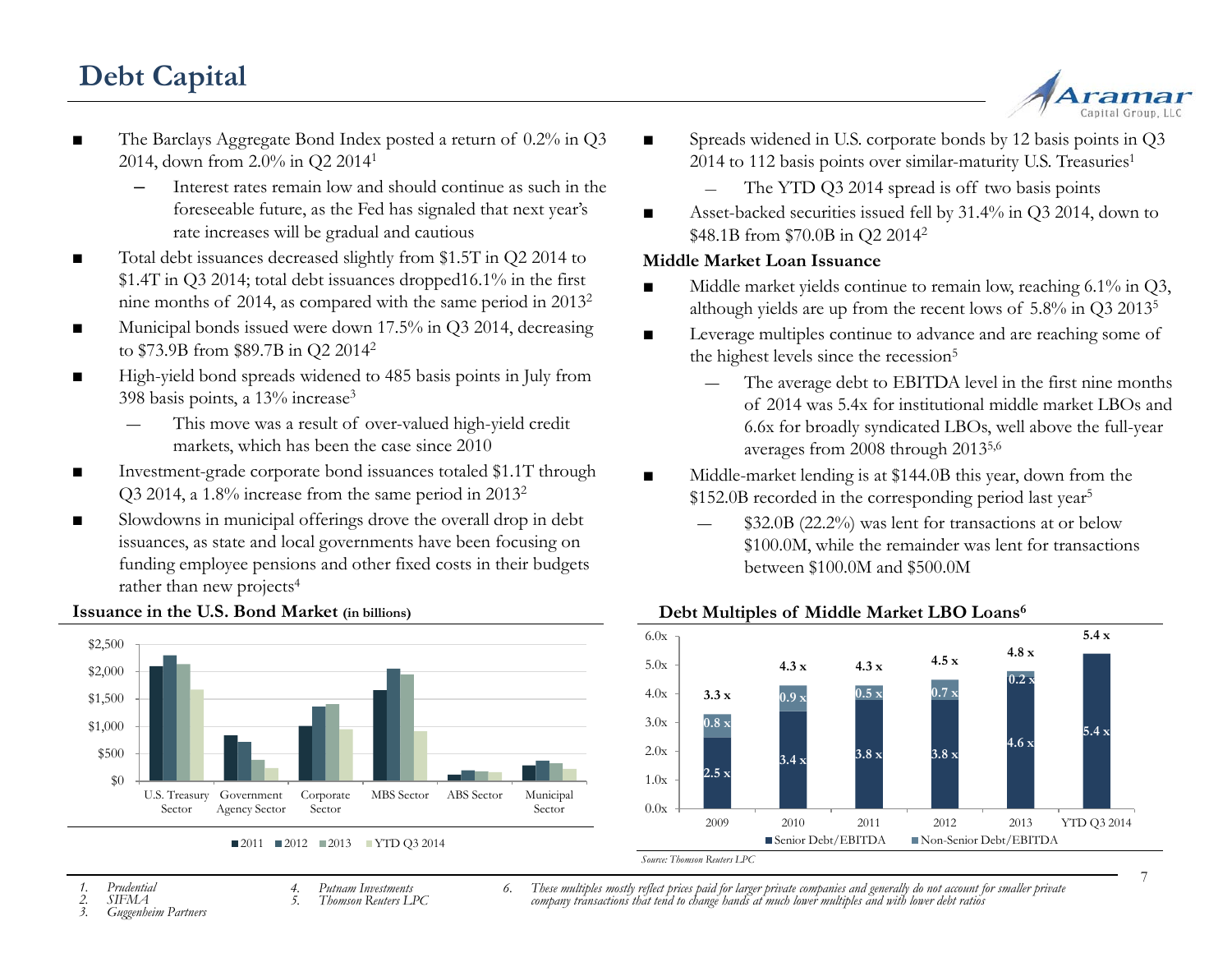# Debt Capital

- The Barclays Aggregate Bond Index posted a return of 0.2% in Q3 2014, down from 2.0% in Q2 2014[1]
  - Interest rates remain low and should continue as such in the foreseeable future, as the Fed has signaled that next year's rate increases will be gradual and cautious
- Total debt issuances decreased slightly from $1.5T in Q2 2014 to $1.4T in Q3 2014; total debt issuances dropped16.1% in the first nine months of 2014, as compared with the same period in 2013[2]
- Municipal bonds issued were down 17.5% in Q3 2014, decreasing to $73.9B from $89.7B in Q2 2014[2]
- High-yield bond spreads widened to 485 basis points in July from 398 basis points, a 13% increase[3]
  - This move was a result of over-valued high-yield credit markets, which has been the case since 2010
- Investment-grade corporate bond issuances totaled $1.1T through Q3 2014, a 1.8% increase from the same period in 2013[2]
- Slowdowns in municipal offerings drove the overall drop in debt issuances, as state and local governments have been focusing on funding employee pensions and other fixed costs in their budgets rather than new projects[4]

**Issuance in the U.S. Bond Market (in billions)**

Legend: 2011, 2012, 2013, YTD Q3 2014. Categories: U.S. Treasury Sector, Government Agency Sector, Corporate Sector, MBS Sector, ABS Sector, Municipal Sector. Axis: $0 – $2,500.

- Spreads widened in U.S. corporate bonds by 12 basis points in Q3 2014 to 112 basis points over similar-maturity U.S. Treasuries[1]
  - The YTD Q3 2014 spread is off two basis points
- Asset-backed securities issued fell by 31.4% in Q3 2014, down to $48.1B from $70.0B in Q2 2014[2]

**Middle Market Loan Issuance**

- Middle market yields continue to remain low, reaching 6.1% in Q3, although yields are up from the recent lows of 5.8% in Q3 2013[5]
- Leverage multiples continue to advance and are reaching some of the highest levels since the recession[5]
  - The average debt to EBITDA level in the first nine months of 2014 was 5.4x for institutional middle market LBOs and 6.6x for broadly syndicated LBOs, well above the full-year averages from 2008 through 2013[5,6]
- Middle-market lending is at $144.0B this year, down from the $152.0B recorded in the corresponding period last year[5]
  - $32.0B (22.2%) was lent for transactions at or below $100.0M, while the remainder was lent for transactions between $100.0M and $500.0M

**Debt Multiples of Middle Market LBO Loans[6]**

| | 2009 | 2010 | 2011 | 2012 | 2013 | YTD Q3 2014 |
|---|---|---|---|---|---|---|
| Senior Debt/EBITDA | 2.5 x | 3.4 x | 3.8 x | 3.8 x | 4.6 x | 5.4 x |
| Non-Senior Debt/EBITDA | 0.8 x | 0.9 x | 0.5 x | 0.7 x | 0.2 x | |
| Total | 3.3 x | 4.3 x | 4.3 x | 4.5 x | 4.8 x | 5.4 x |

*Source: Thomson Reuters LPC*

1. *Prudential*
2. *SIFMA*
3. *Guggenheim Partners*
4. *Putnam Investments*
5. *Thomson Reuters LPC*
6. *These multiples mostly reflect prices paid for larger private companies and generally do not account for smaller private company transactions that tend to change hands at much lower multiples and with lower debt ratios*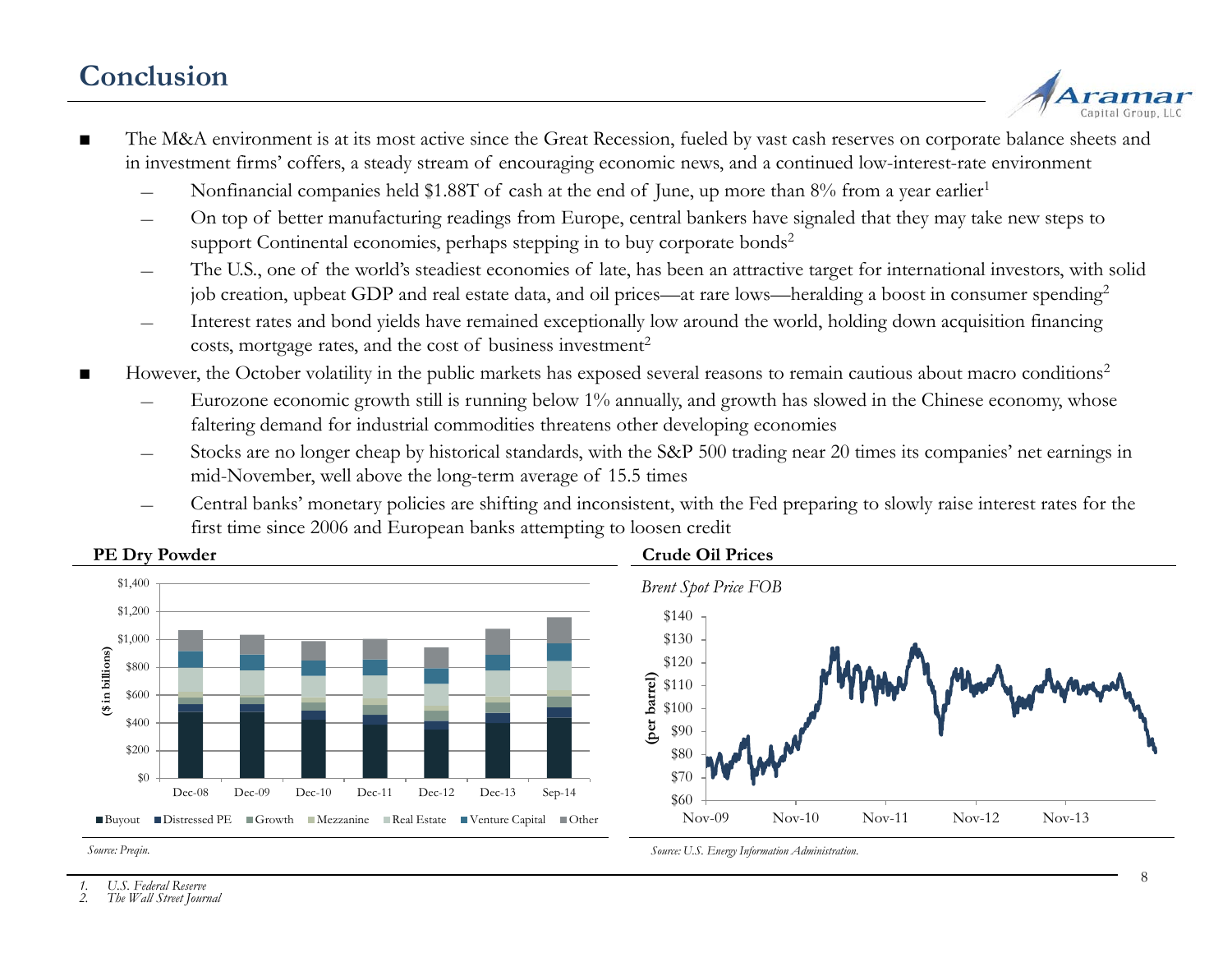## Conclusion

- The M&A environment is at its most active since the Great Recession, fueled by vast cash reserves on corporate balance sheets and in investment firms' coffers, a steady stream of encouraging economic news, and a continued low-interest-rate environment
  - Nonfinancial companies held $1.88T of cash at the end of June, up more than 8% from a year earlier[1]
  - On top of better manufacturing readings from Europe, central bankers have signaled that they may take new steps to support Continental economies, perhaps stepping in to buy corporate bonds[2]
  - The U.S., one of the world's steadiest economies of late, has been an attractive target for international investors, with solid job creation, upbeat GDP and real estate data, and oil prices—at rare lows—heralding a boost in consumer spending[2]
  - Interest rates and bond yields have remained exceptionally low around the world, holding down acquisition financing costs, mortgage rates, and the cost of business investment[2]
- However, the October volatility in the public markets has exposed several reasons to remain cautious about macro conditions[2]
  - Eurozone economic growth still is running below 1% annually, and growth has slowed in the Chinese economy, whose faltering demand for industrial commodities threatens other developing economies
  - Stocks are no longer cheap by historical standards, with the S&P 500 trading near 20 times its companies' net earnings in mid-November, well above the long-term average of 15.5 times
  - Central banks' monetary policies are shifting and inconsistent, with the Fed preparing to slowly raise interest rates for the first time since 2006 and European banks attempting to loosen credit

**PE Dry Powder**

($ in billions)

Dec-08, Dec-09, Dec-10, Dec-11, Dec-12, Dec-13, Sep-14

■ Buyout ■ Distressed PE ■ Growth ■ Mezzanine ■ Real Estate ■ Venture Capital ■ Other

*Source: Preqin.*

**Crude Oil Prices**

*Brent Spot Price FOB*

(per barrel)

Nov-09, Nov-10, Nov-11, Nov-12, Nov-13

*Source: U.S. Energy Information Administration.*

1. *U.S. Federal Reserve*
2. *The Wall Street Journal*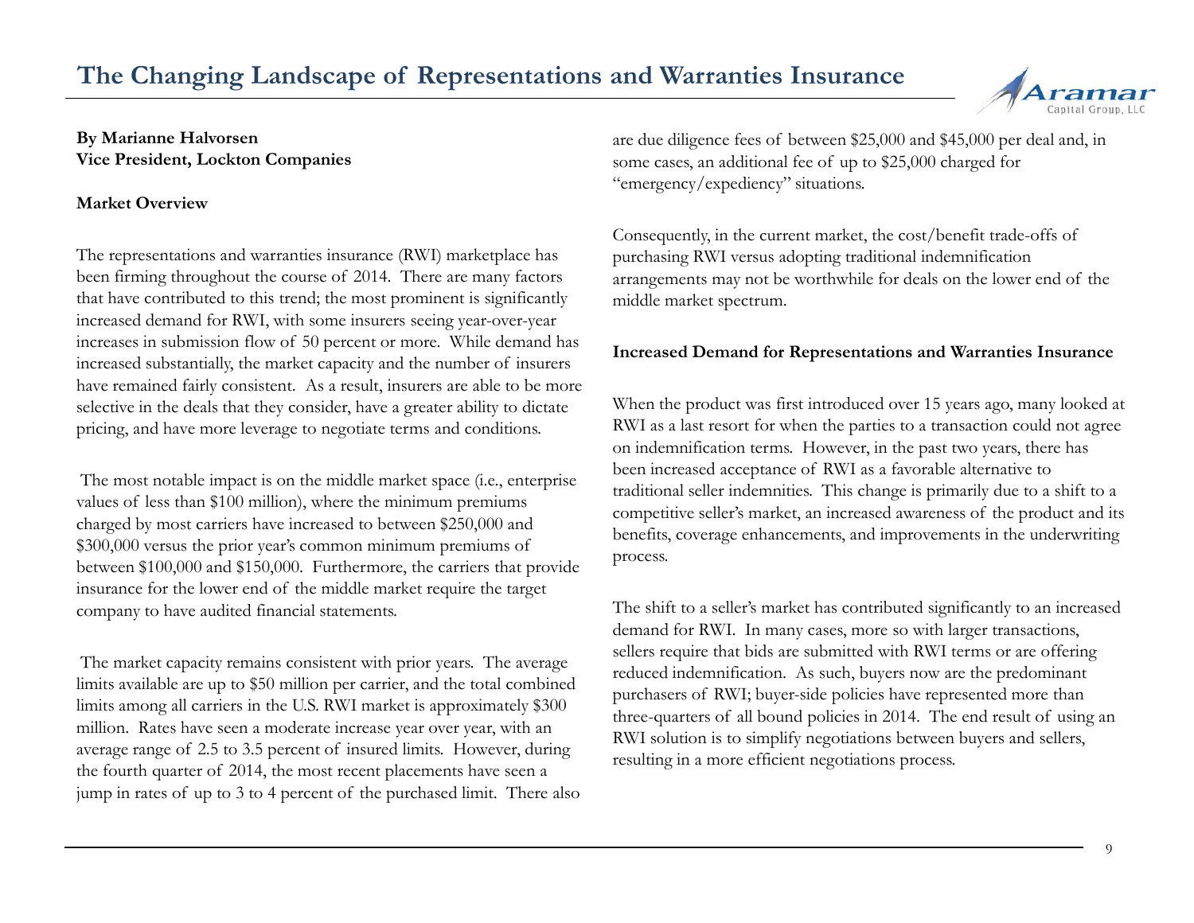# The Changing Landscape of Representations and Warranties Insurance

**By Marianne Halvorsen**
**Vice President, Lockton Companies**

**Market Overview**

The representations and warranties insurance (RWI) marketplace has been firming throughout the course of 2014. There are many factors that have contributed to this trend; the most prominent is significantly increased demand for RWI, with some insurers seeing year-over-year increases in submission flow of 50 percent or more. While demand has increased substantially, the market capacity and the number of insurers have remained fairly consistent. As a result, insurers are able to be more selective in the deals that they consider, have a greater ability to dictate pricing, and have more leverage to negotiate terms and conditions.

The most notable impact is on the middle market space (i.e., enterprise values of less than $100 million), where the minimum premiums charged by most carriers have increased to between $250,000 and $300,000 versus the prior year's common minimum premiums of between $100,000 and $150,000. Furthermore, the carriers that provide insurance for the lower end of the middle market require the target company to have audited financial statements.

The market capacity remains consistent with prior years. The average limits available are up to $50 million per carrier, and the total combined limits among all carriers in the U.S. RWI market is approximately $300 million. Rates have seen a moderate increase year over year, with an average range of 2.5 to 3.5 percent of insured limits. However, during the fourth quarter of 2014, the most recent placements have seen a jump in rates of up to 3 to 4 percent of the purchased limit. There also are due diligence fees of between $25,000 and $45,000 per deal and, in some cases, an additional fee of up to $25,000 charged for "emergency/expediency" situations.

Consequently, in the current market, the cost/benefit trade-offs of purchasing RWI versus adopting traditional indemnification arrangements may not be worthwhile for deals on the lower end of the middle market spectrum.

**Increased Demand for Representations and Warranties Insurance**

When the product was first introduced over 15 years ago, many looked at RWI as a last resort for when the parties to a transaction could not agree on indemnification terms. However, in the past two years, there has been increased acceptance of RWI as a favorable alternative to traditional seller indemnities. This change is primarily due to a shift to a competitive seller's market, an increased awareness of the product and its benefits, coverage enhancements, and improvements in the underwriting process.

The shift to a seller's market has contributed significantly to an increased demand for RWI. In many cases, more so with larger transactions, sellers require that bids are submitted with RWI terms or are offering reduced indemnification. As such, buyers now are the predominant purchasers of RWI; buyer-side policies have represented more than three-quarters of all bound policies in 2014. The end result of using an RWI solution is to simplify negotiations between buyers and sellers, resulting in a more efficient negotiations process.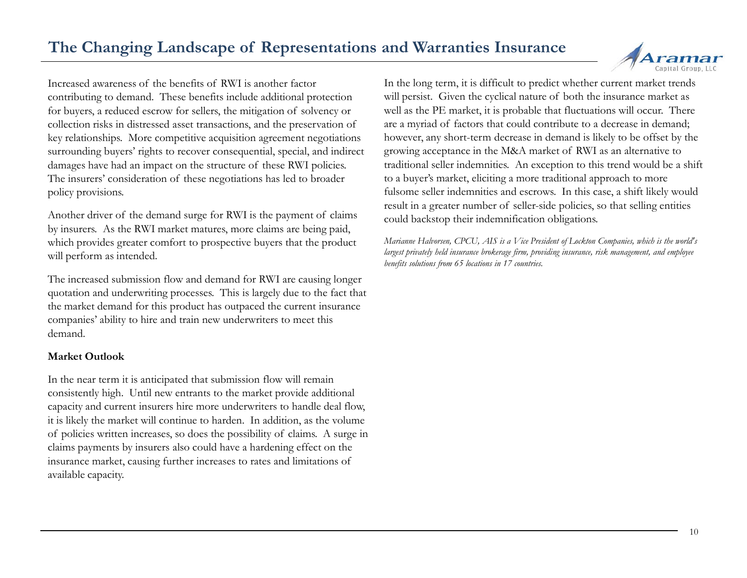Increased awareness of the benefits of RWI is another factor contributing to demand. These benefits include additional protection for buyers, a reduced escrow for sellers, the mitigation of solvency or collection risks in distressed asset transactions, and the preservation of key relationships. More competitive acquisition agreement negotiations surrounding buyers' rights to recover consequential, special, and indirect damages have had an impact on the structure of these RWI policies. The insurers' consideration of these negotiations has led to broader policy provisions.

Another driver of the demand surge for RWI is the payment of claims by insurers. As the RWI market matures, more claims are being paid, which provides greater comfort to prospective buyers that the product will perform as intended.

The increased submission flow and demand for RWI are causing longer quotation and underwriting processes. This is largely due to the fact that the market demand for this product has outpaced the current insurance companies' ability to hire and train new underwriters to meet this demand.

**Market Outlook**

In the near term it is anticipated that submission flow will remain consistently high. Until new entrants to the market provide additional capacity and current insurers hire more underwriters to handle deal flow, it is likely the market will continue to harden. In addition, as the volume of policies written increases, so does the possibility of claims. A surge in claims payments by insurers also could have a hardening effect on the insurance market, causing further increases to rates and limitations of available capacity.

In the long term, it is difficult to predict whether current market trends will persist. Given the cyclical nature of both the insurance market as well as the PE market, it is probable that fluctuations will occur. There are a myriad of factors that could contribute to a decrease in demand; however, any short-term decrease in demand is likely to be offset by the growing acceptance in the M&A market of RWI as an alternative to traditional seller indemnities. An exception to this trend would be a shift to a buyer's market, eliciting a more traditional approach to more fulsome seller indemnities and escrows. In this case, a shift likely would result in a greater number of seller-side policies, so that selling entities could backstop their indemnification obligations.

*Marianne Halvorsen, CPCU, AIS is a Vice President of Lockton Companies, which is the world's largest privately held insurance brokerage firm, providing insurance, risk management, and employee benefits solutions from 65 locations in 17 countries.*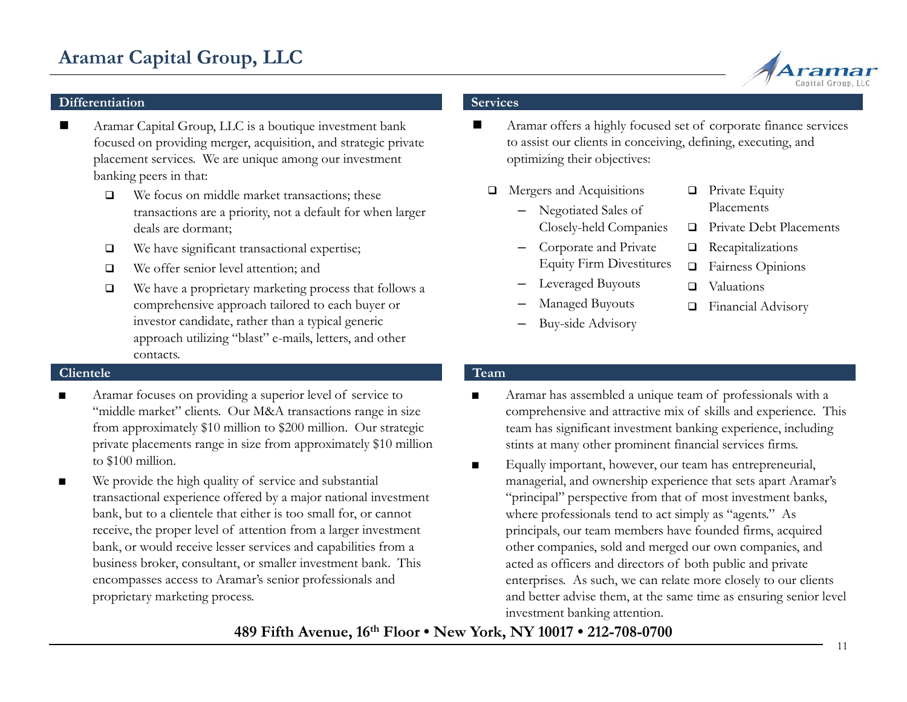# Aramar Capital Group, LLC

## Differentiation

- Aramar Capital Group, LLC is a boutique investment bank focused on providing merger, acquisition, and strategic private placement services. We are unique among our investment banking peers in that:
  - We focus on middle market transactions; these transactions are a priority, not a default for when larger deals are dormant;
  - We have significant transactional expertise;
  - We offer senior level attention; and
  - We have a proprietary marketing process that follows a comprehensive approach tailored to each buyer or investor candidate, rather than a typical generic approach utilizing "blast" e-mails, letters, and other contacts.

## Clientele

- Aramar focuses on providing a superior level of service to "middle market" clients. Our M&A transactions range in size from approximately $10 million to $200 million. Our strategic private placements range in size from approximately $10 million to $100 million.
- We provide the high quality of service and substantial transactional experience offered by a major national investment bank, but to a clientele that either is too small for, or cannot receive, the proper level of attention from a larger investment bank, or would receive lesser services and capabilities from a business broker, consultant, or smaller investment bank. This encompasses access to Aramar's senior professionals and proprietary marketing process.

## Services

- Aramar offers a highly focused set of corporate finance services to assist our clients in conceiving, defining, executing, and optimizing their objectives:
  - Mergers and Acquisitions
    - Negotiated Sales of Closely-held Companies
    - Corporate and Private Equity Firm Divestitures
    - Leveraged Buyouts
    - Managed Buyouts
    - Buy-side Advisory
  - Private Equity Placements
  - Private Debt Placements
  - Recapitalizations
  - Fairness Opinions
  - Valuations
  - Financial Advisory

## Team

- Aramar has assembled a unique team of professionals with a comprehensive and attractive mix of skills and experience. This team has significant investment banking experience, including stints at many other prominent financial services firms.
- Equally important, however, our team has entrepreneurial, managerial, and ownership experience that sets apart Aramar's "principal" perspective from that of most investment banks, where professionals tend to act simply as "agents." As principals, our team members have founded firms, acquired other companies, sold and merged our own companies, and acted as officers and directors of both public and private enterprises. As such, we can relate more closely to our clients and better advise them, at the same time as ensuring senior level investment banking attention.

**489 Fifth Avenue, 16th Floor • New York, NY 10017 • 212-708-0700**